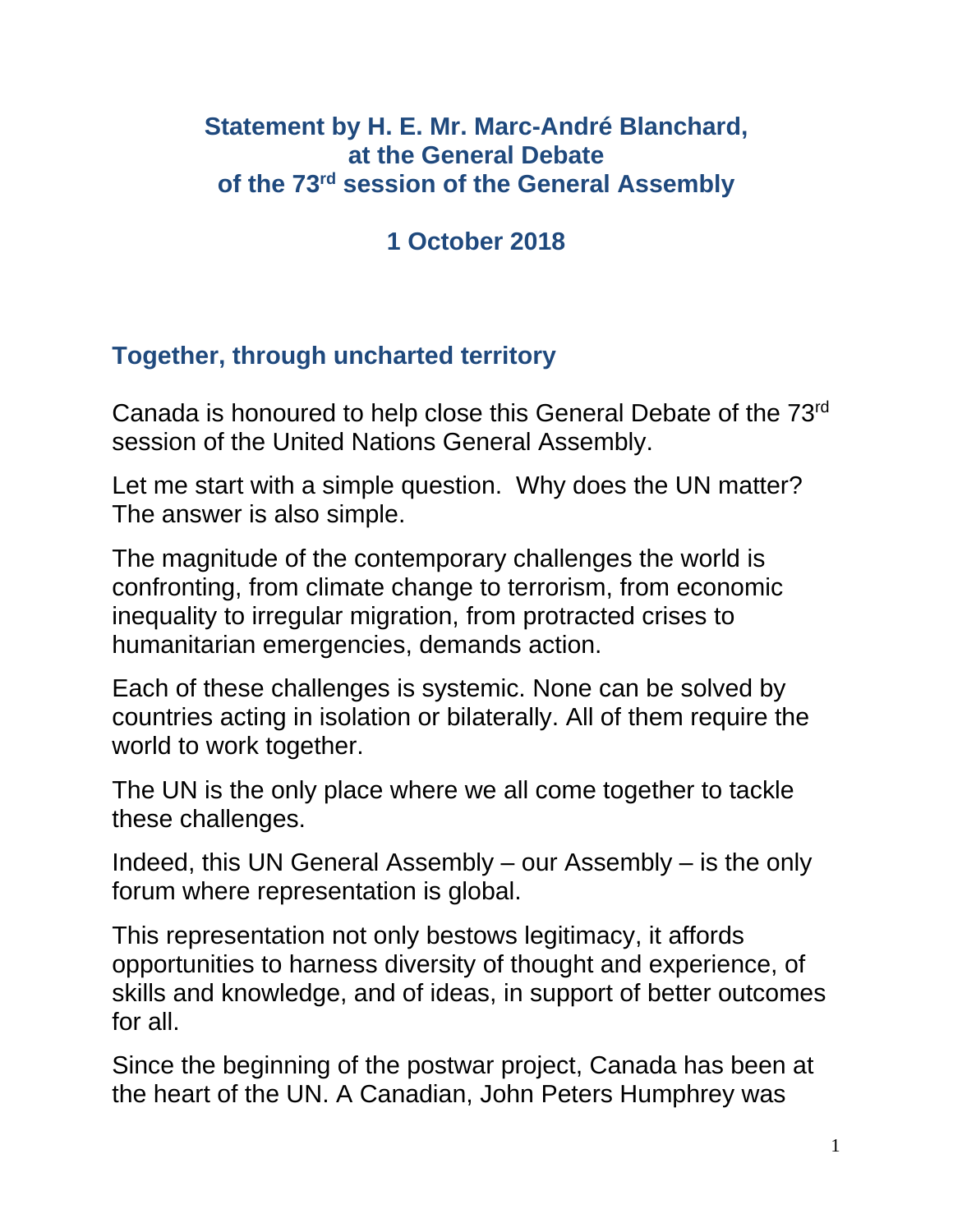# Statement by H. E. Mr. Marc-André Blanchard, at the General Debate of the 73rd session of the General Assembly

## 1 October 2018

## Together, through uncharted territory

Canada is honoured to help close this General Debate of the 73rd session of the United Nations General Assembly.

Let me start with a simple question. Why does the UN matter? The answer is also simple.

The magnitude of the contemporary challenges the world is confronting, from climate change to terrorism, from economic inequality to irregular migration, from protracted crises to humanitarian emergencies, demands action.

Each of these challenges is systemic. None can be solved by countries acting in isolation or bilaterally. All of them require the world to work together.

The UN is the only place where we all come together to tackle these challenges.

Indeed, this UN General Assembly – our Assembly – is the only forum where representation is global.

This representation not only bestows legitimacy, it affords opportunities to harness diversity of thought and experience, of skills and knowledge, and of ideas, in support of better outcomes for all.

Since the beginning of the postwar project, Canada has been at the heart of the UN. A Canadian, John Peters Humphrey was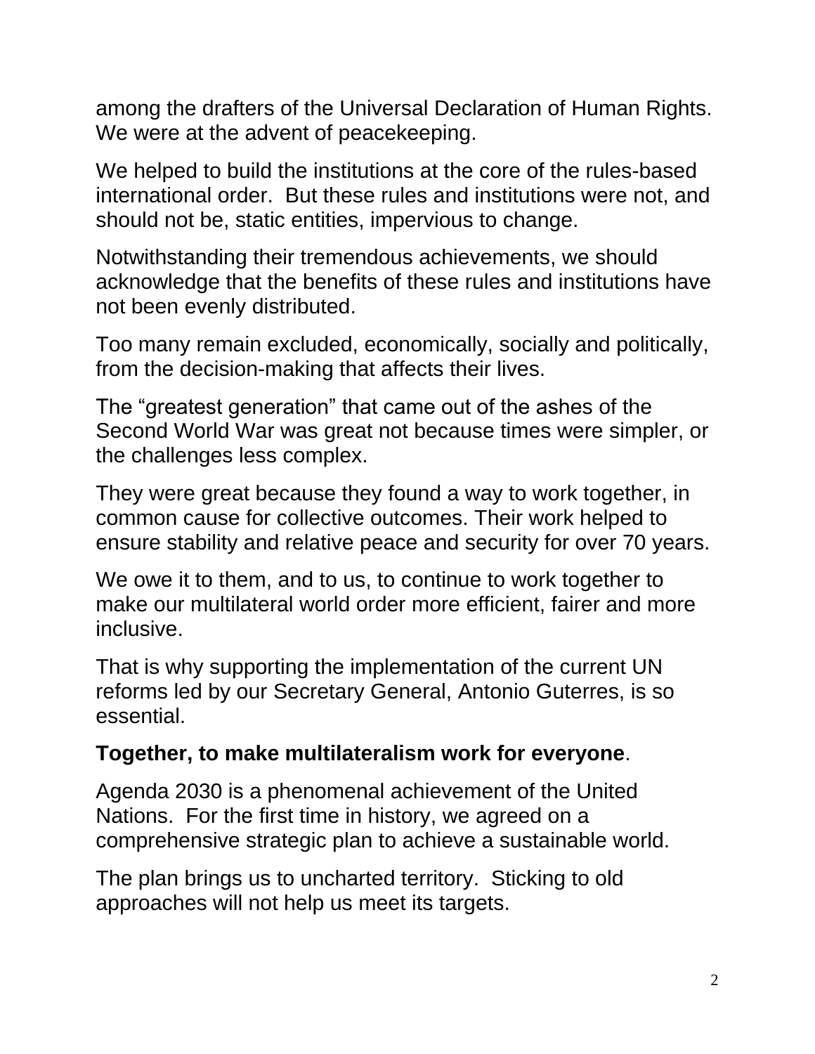among the drafters of the Universal Declaration of Human Rights. We were at the advent of peacekeeping.

We helped to build the institutions at the core of the rules-based international order. But these rules and institutions were not, and should not be, static entities, impervious to change.

Notwithstanding their tremendous achievements, we should acknowledge that the benefits of these rules and institutions have not been evenly distributed.

Too many remain excluded, economically, socially and politically, from the decision-making that affects their lives.

The "greatest generation" that came out of the ashes of the Second World War was great not because times were simpler, or the challenges less complex.

They were great because they found a way to work together, in common cause for collective outcomes. Their work helped to ensure stability and relative peace and security for over 70 years.

We owe it to them, and to us, to continue to work together to make our multilateral world order more efficient, fairer and more inclusive.

That is why supporting the implementation of the current UN reforms led by our Secretary General, Antonio Guterres, is so essential.

**Together, to make multilateralism work for everyone**.

Agenda 2030 is a phenomenal achievement of the United Nations. For the first time in history, we agreed on a comprehensive strategic plan to achieve a sustainable world.

The plan brings us to uncharted territory. Sticking to old approaches will not help us meet its targets.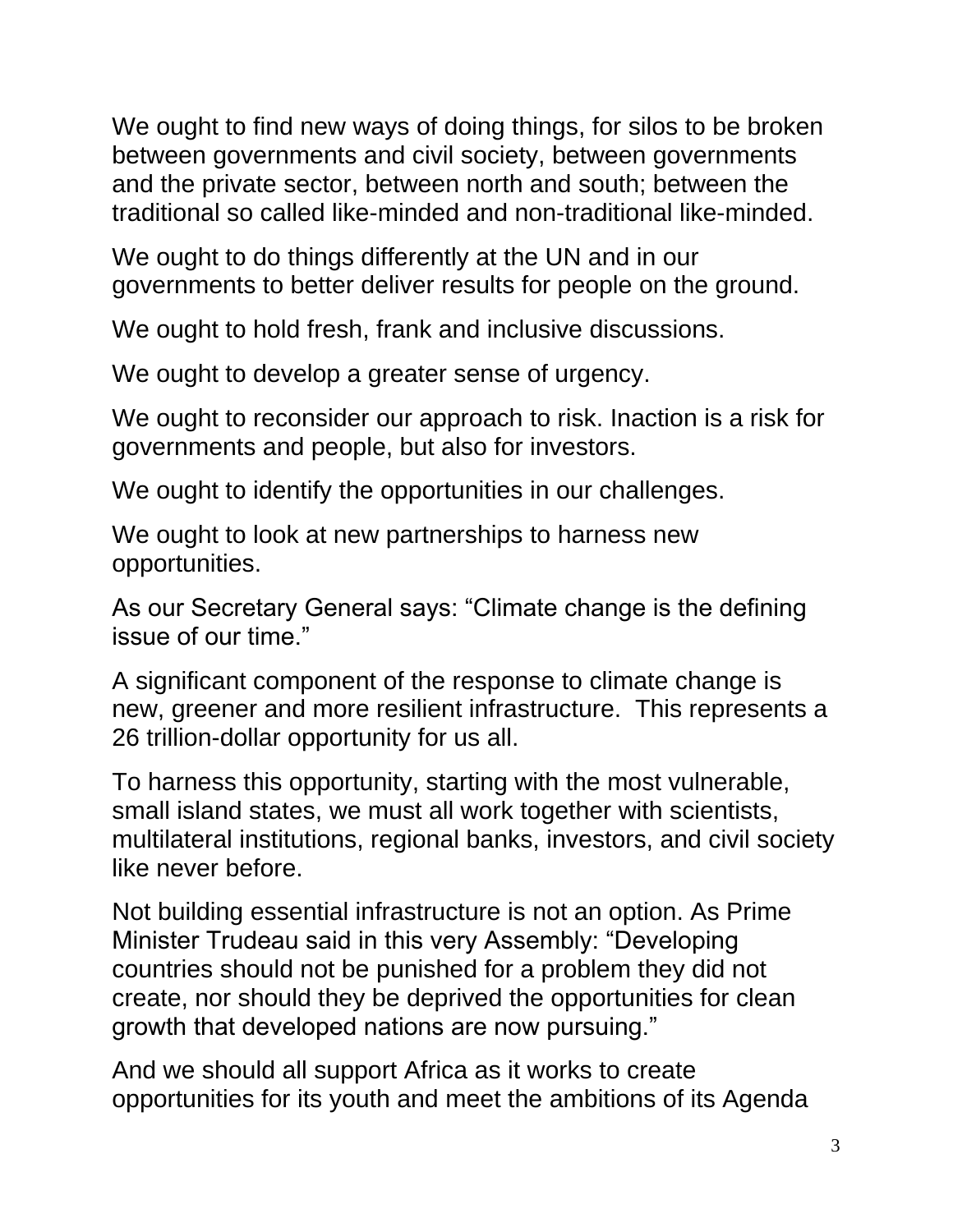We ought to find new ways of doing things, for silos to be broken between governments and civil society, between governments and the private sector, between north and south; between the traditional so called like-minded and non-traditional like-minded.

We ought to do things differently at the UN and in our governments to better deliver results for people on the ground.

We ought to hold fresh, frank and inclusive discussions.

We ought to develop a greater sense of urgency.

We ought to reconsider our approach to risk. Inaction is a risk for governments and people, but also for investors.

We ought to identify the opportunities in our challenges.

We ought to look at new partnerships to harness new opportunities.

As our Secretary General says: "Climate change is the defining issue of our time."

A significant component of the response to climate change is new, greener and more resilient infrastructure. This represents a 26 trillion-dollar opportunity for us all.

To harness this opportunity, starting with the most vulnerable, small island states, we must all work together with scientists, multilateral institutions, regional banks, investors, and civil society like never before.

Not building essential infrastructure is not an option. As Prime Minister Trudeau said in this very Assembly: "Developing countries should not be punished for a problem they did not create, nor should they be deprived the opportunities for clean growth that developed nations are now pursuing."

And we should all support Africa as it works to create opportunities for its youth and meet the ambitions of its Agenda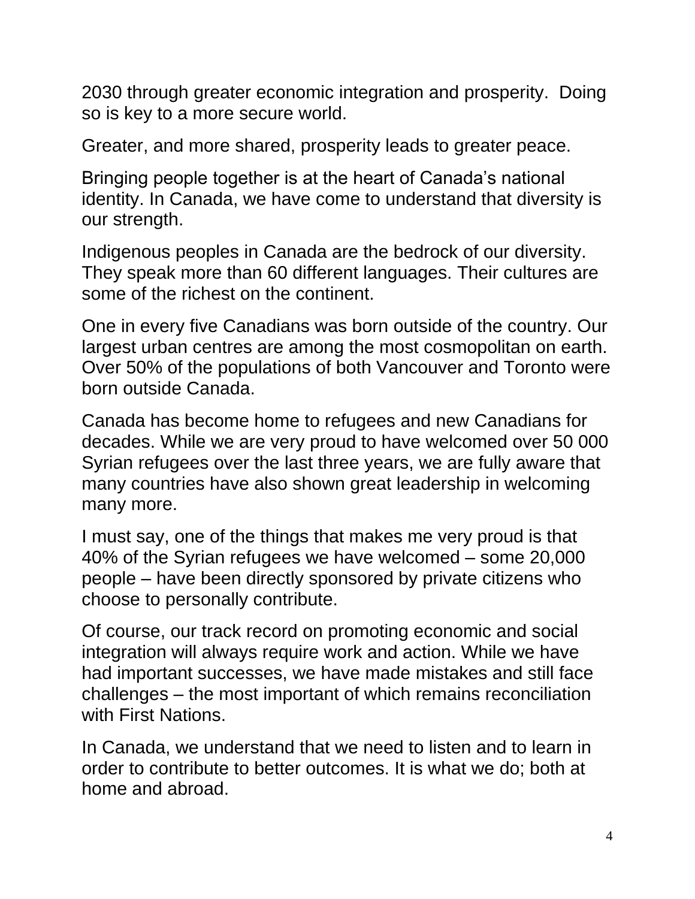2030 through greater economic integration and prosperity.  Doing so is key to a more secure world.

Greater, and more shared, prosperity leads to greater peace.

Bringing people together is at the heart of Canada's national identity. In Canada, we have come to understand that diversity is our strength.

Indigenous peoples in Canada are the bedrock of our diversity. They speak more than 60 different languages. Their cultures are some of the richest on the continent.

One in every five Canadians was born outside of the country. Our largest urban centres are among the most cosmopolitan on earth. Over 50% of the populations of both Vancouver and Toronto were born outside Canada.

Canada has become home to refugees and new Canadians for decades. While we are very proud to have welcomed over 50 000 Syrian refugees over the last three years, we are fully aware that many countries have also shown great leadership in welcoming many more.

I must say, one of the things that makes me very proud is that 40% of the Syrian refugees we have welcomed – some 20,000 people – have been directly sponsored by private citizens who choose to personally contribute.

Of course, our track record on promoting economic and social integration will always require work and action. While we have had important successes, we have made mistakes and still face challenges – the most important of which remains reconciliation with First Nations.

In Canada, we understand that we need to listen and to learn in order to contribute to better outcomes. It is what we do; both at home and abroad.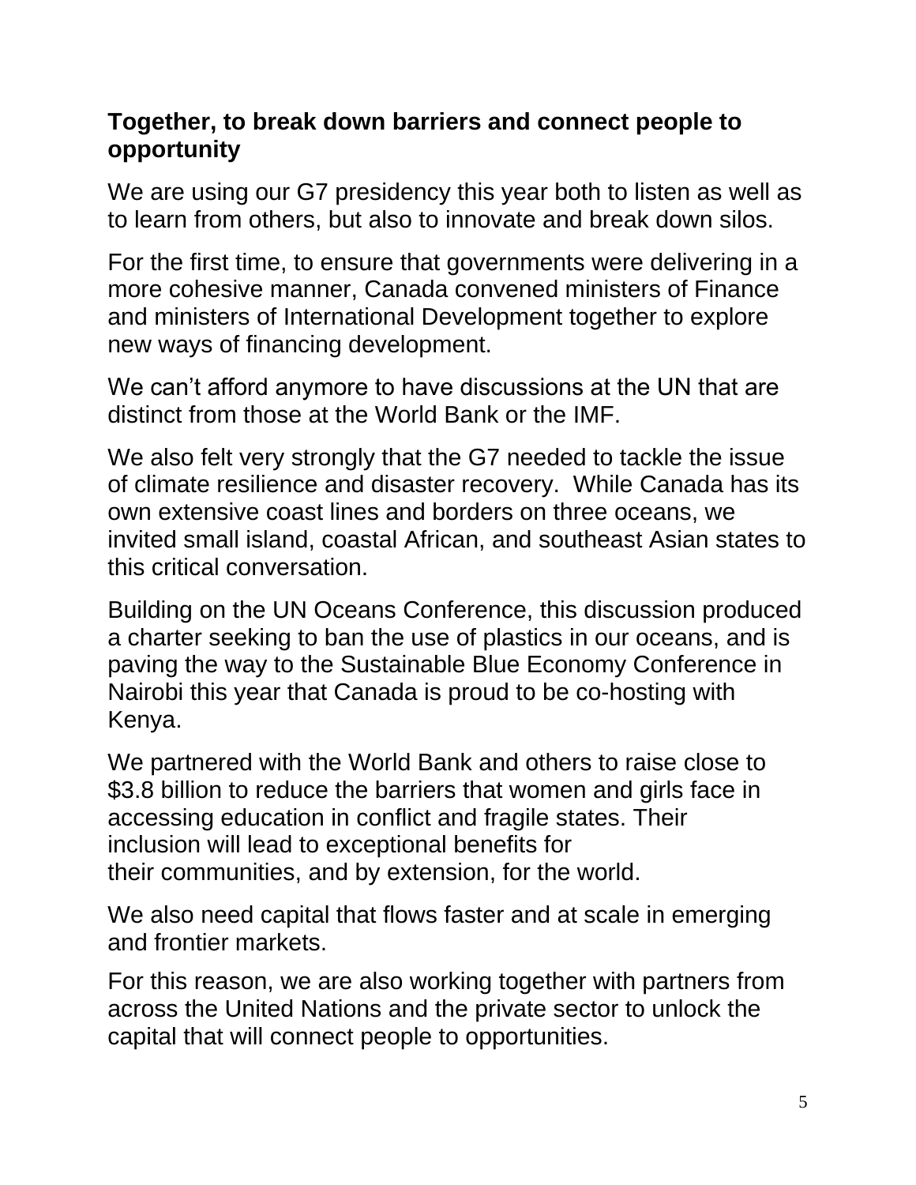**Together, to break down barriers and connect people to opportunity**

We are using our G7 presidency this year both to listen as well as to learn from others, but also to innovate and break down silos.

For the first time, to ensure that governments were delivering in a more cohesive manner, Canada convened ministers of Finance and ministers of International Development together to explore new ways of financing development.

We can't afford anymore to have discussions at the UN that are distinct from those at the World Bank or the IMF.

We also felt very strongly that the G7 needed to tackle the issue of climate resilience and disaster recovery. While Canada has its own extensive coast lines and borders on three oceans, we invited small island, coastal African, and southeast Asian states to this critical conversation.

Building on the UN Oceans Conference, this discussion produced a charter seeking to ban the use of plastics in our oceans, and is paving the way to the Sustainable Blue Economy Conference in Nairobi this year that Canada is proud to be co-hosting with Kenya.

We partnered with the World Bank and others to raise close to $3.8 billion to reduce the barriers that women and girls face in accessing education in conflict and fragile states. Their inclusion will lead to exceptional benefits for their communities, and by extension, for the world.

We also need capital that flows faster and at scale in emerging and frontier markets.

For this reason, we are also working together with partners from across the United Nations and the private sector to unlock the capital that will connect people to opportunities.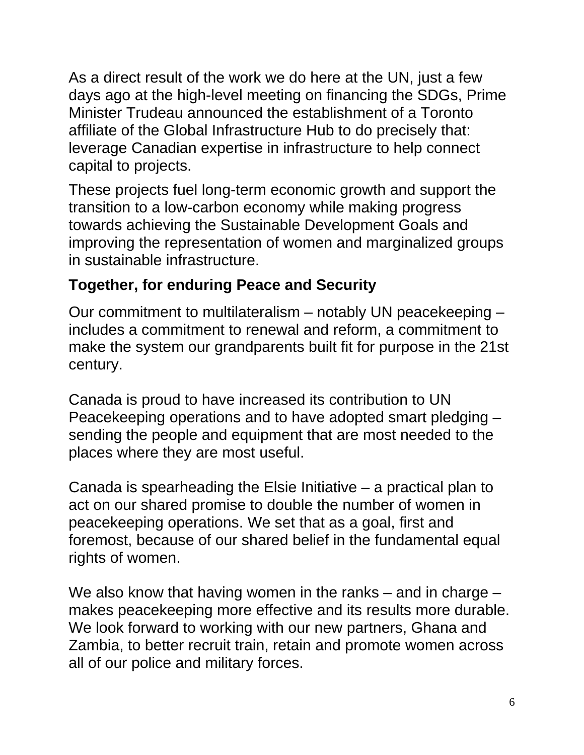As a direct result of the work we do here at the UN, just a few days ago at the high-level meeting on financing the SDGs, Prime Minister Trudeau announced the establishment of a Toronto affiliate of the Global Infrastructure Hub to do precisely that: leverage Canadian expertise in infrastructure to help connect capital to projects.

These projects fuel long-term economic growth and support the transition to a low-carbon economy while making progress towards achieving the Sustainable Development Goals and improving the representation of women and marginalized groups in sustainable infrastructure.

**Together, for enduring Peace and Security**

Our commitment to multilateralism – notably UN peacekeeping – includes a commitment to renewal and reform, a commitment to make the system our grandparents built fit for purpose in the 21st century.

Canada is proud to have increased its contribution to UN Peacekeeping operations and to have adopted smart pledging – sending the people and equipment that are most needed to the places where they are most useful.

Canada is spearheading the Elsie Initiative – a practical plan to act on our shared promise to double the number of women in peacekeeping operations. We set that as a goal, first and foremost, because of our shared belief in the fundamental equal rights of women.

We also know that having women in the ranks – and in charge – makes peacekeeping more effective and its results more durable. We look forward to working with our new partners, Ghana and Zambia, to better recruit train, retain and promote women across all of our police and military forces.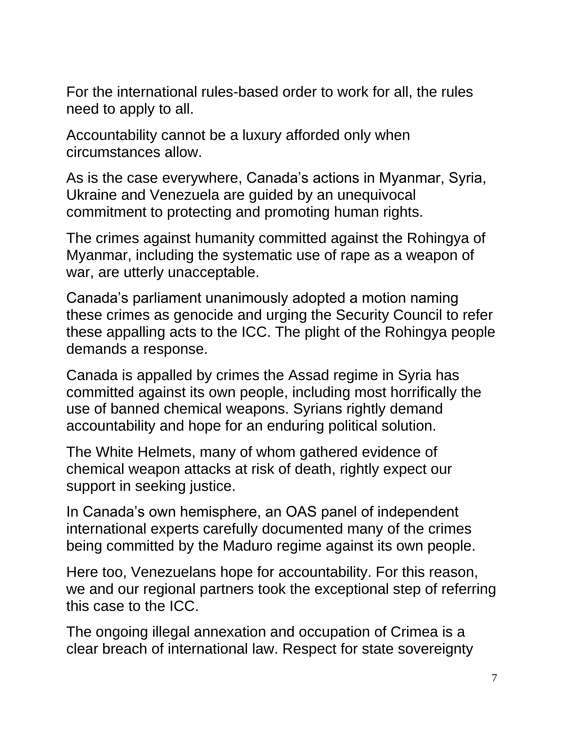For the international rules-based order to work for all, the rules need to apply to all.

Accountability cannot be a luxury afforded only when circumstances allow.

As is the case everywhere, Canada's actions in Myanmar, Syria, Ukraine and Venezuela are guided by an unequivocal commitment to protecting and promoting human rights.

The crimes against humanity committed against the Rohingya of Myanmar, including the systematic use of rape as a weapon of war, are utterly unacceptable.

Canada's parliament unanimously adopted a motion naming these crimes as genocide and urging the Security Council to refer these appalling acts to the ICC. The plight of the Rohingya people demands a response.

Canada is appalled by crimes the Assad regime in Syria has committed against its own people, including most horrifically the use of banned chemical weapons. Syrians rightly demand accountability and hope for an enduring political solution.

The White Helmets, many of whom gathered evidence of chemical weapon attacks at risk of death, rightly expect our support in seeking justice.

In Canada's own hemisphere, an OAS panel of independent international experts carefully documented many of the crimes being committed by the Maduro regime against its own people.

Here too, Venezuelans hope for accountability. For this reason, we and our regional partners took the exceptional step of referring this case to the ICC.

The ongoing illegal annexation and occupation of Crimea is a clear breach of international law. Respect for state sovereignty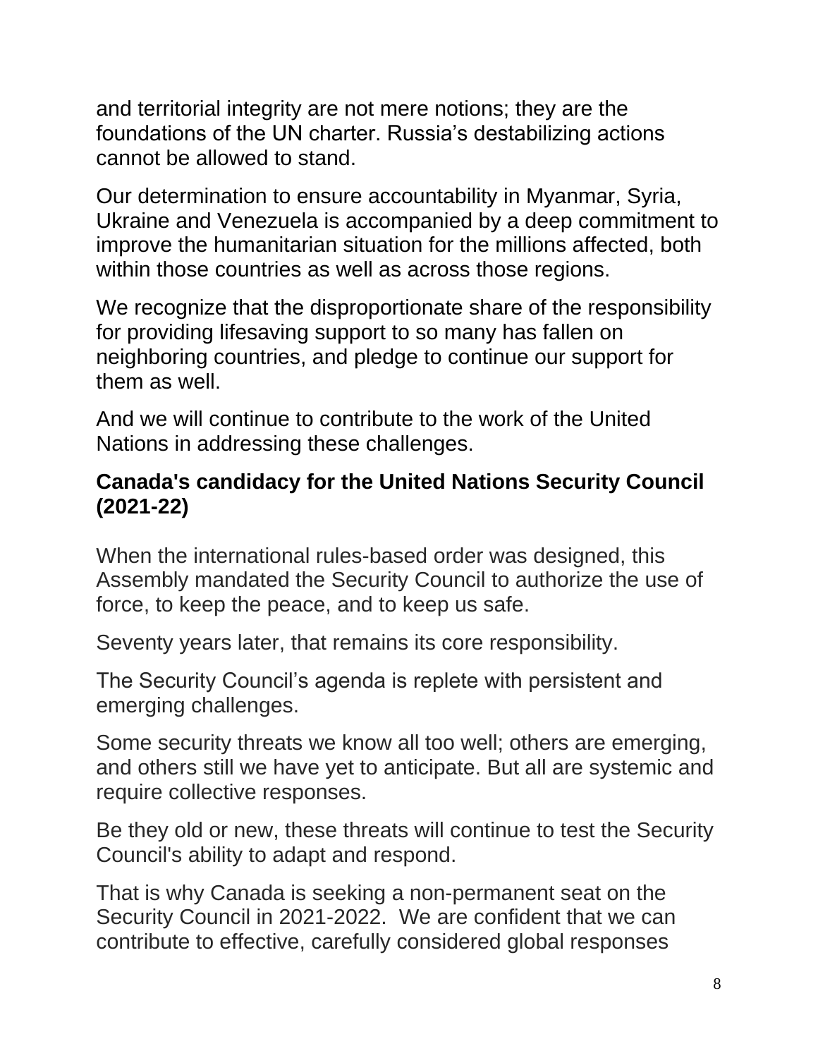and territorial integrity are not mere notions; they are the foundations of the UN charter. Russia's destabilizing actions cannot be allowed to stand.

Our determination to ensure accountability in Myanmar, Syria, Ukraine and Venezuela is accompanied by a deep commitment to improve the humanitarian situation for the millions affected, both within those countries as well as across those regions.

We recognize that the disproportionate share of the responsibility for providing lifesaving support to so many has fallen on neighboring countries, and pledge to continue our support for them as well.

And we will continue to contribute to the work of the United Nations in addressing these challenges.

**Canada's candidacy for the United Nations Security Council (2021-22)**

When the international rules-based order was designed, this Assembly mandated the Security Council to authorize the use of force, to keep the peace, and to keep us safe.

Seventy years later, that remains its core responsibility.

The Security Council's agenda is replete with persistent and emerging challenges.

Some security threats we know all too well; others are emerging, and others still we have yet to anticipate. But all are systemic and require collective responses.

Be they old or new, these threats will continue to test the Security Council's ability to adapt and respond.

That is why Canada is seeking a non-permanent seat on the Security Council in 2021-2022. We are confident that we can contribute to effective, carefully considered global responses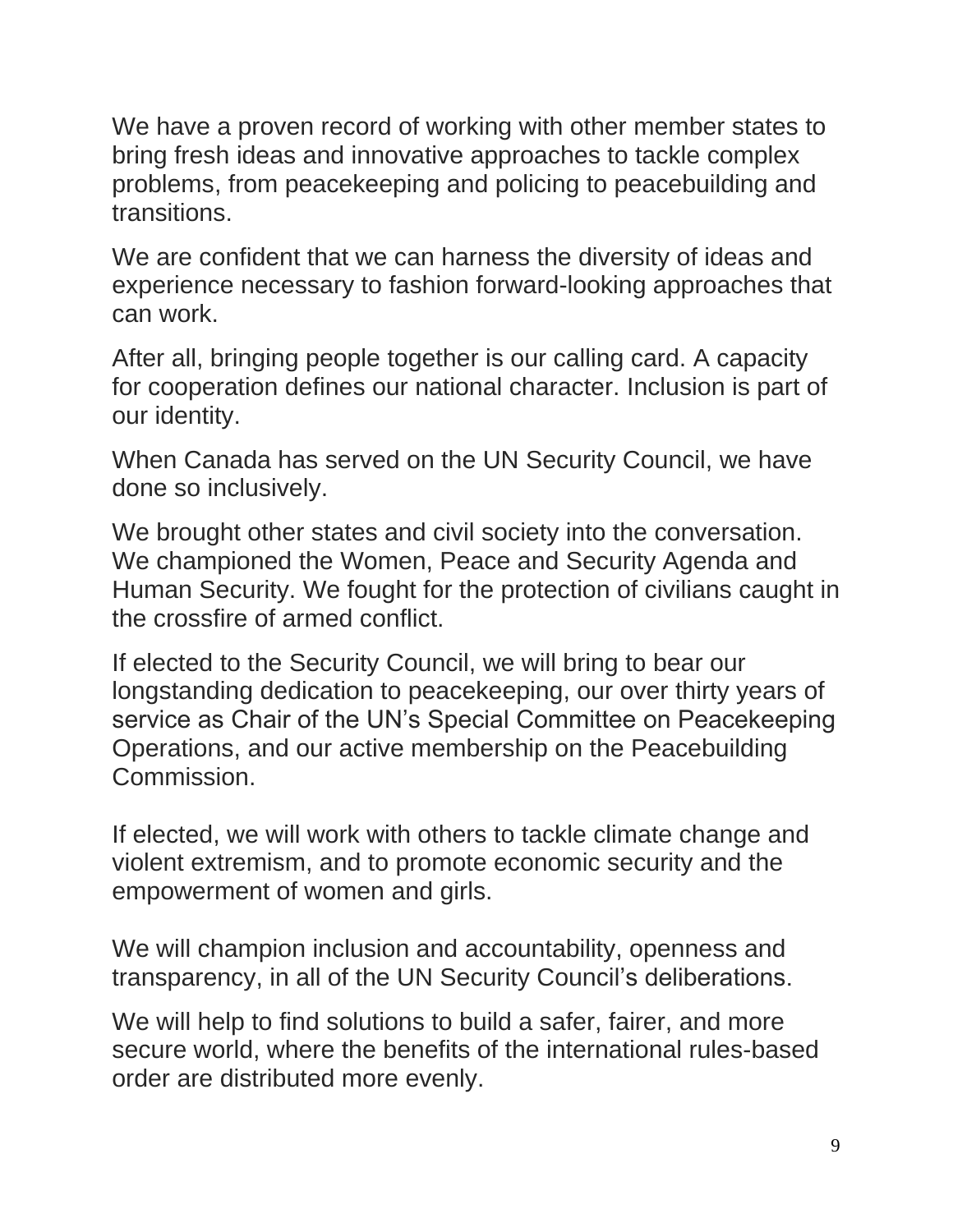We have a proven record of working with other member states to bring fresh ideas and innovative approaches to tackle complex problems, from peacekeeping and policing to peacebuilding and transitions.

We are confident that we can harness the diversity of ideas and experience necessary to fashion forward-looking approaches that can work.

After all, bringing people together is our calling card. A capacity for cooperation defines our national character. Inclusion is part of our identity.

When Canada has served on the UN Security Council, we have done so inclusively.

We brought other states and civil society into the conversation. We championed the Women, Peace and Security Agenda and Human Security. We fought for the protection of civilians caught in the crossfire of armed conflict.

If elected to the Security Council, we will bring to bear our longstanding dedication to peacekeeping, our over thirty years of service as Chair of the UN's Special Committee on Peacekeeping Operations, and our active membership on the Peacebuilding Commission.

If elected, we will work with others to tackle climate change and violent extremism, and to promote economic security and the empowerment of women and girls.

We will champion inclusion and accountability, openness and transparency, in all of the UN Security Council's deliberations.

We will help to find solutions to build a safer, fairer, and more secure world, where the benefits of the international rules-based order are distributed more evenly.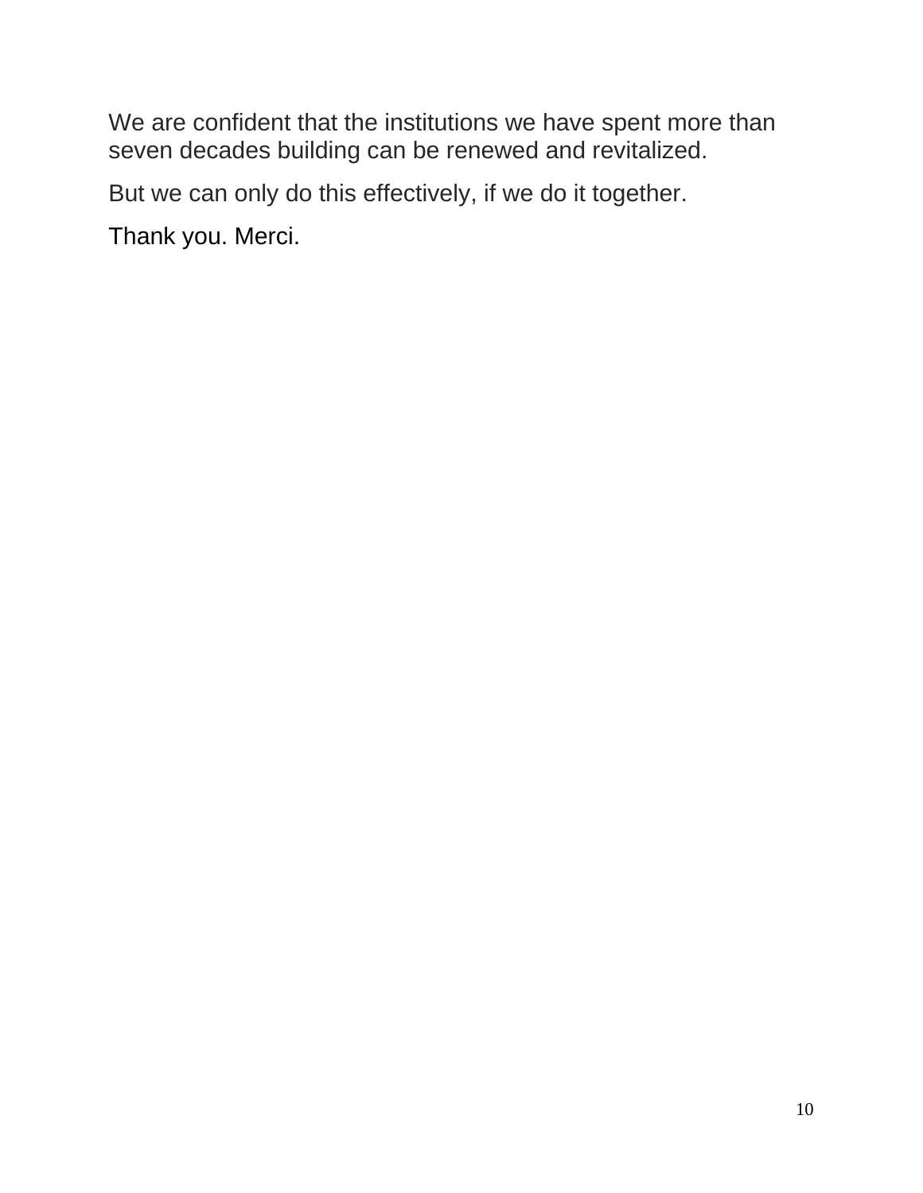We are confident that the institutions we have spent more than seven decades building can be renewed and revitalized.

But we can only do this effectively, if we do it together.

Thank you. Merci.